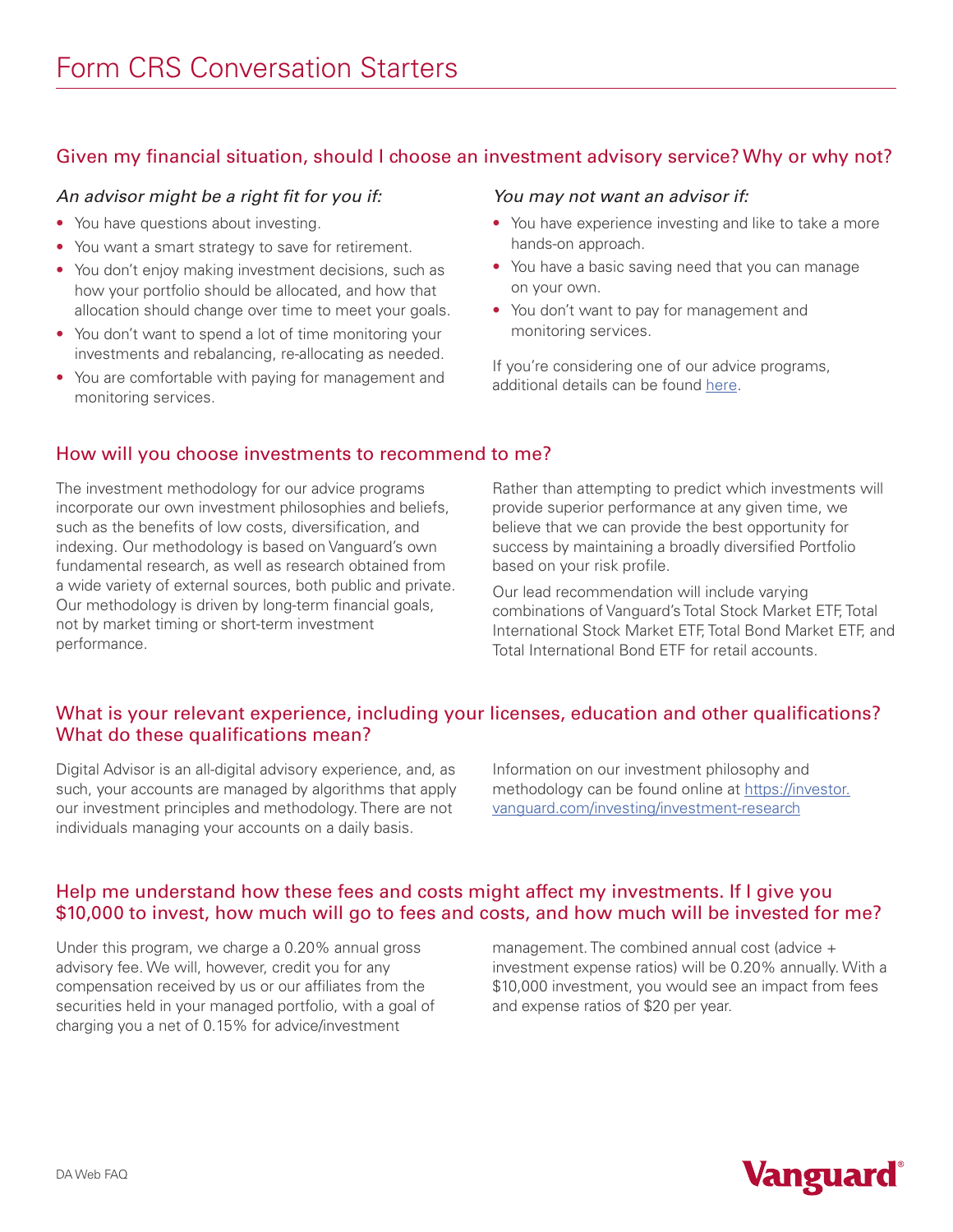# Form CRS Conversation Starters

## Given my financial situation, should I choose an investment advisory service? Why or why not?

*An advisor might be a right fit for you if:*

- You have questions about investing.
- You want a smart strategy to save for retirement.
- You don't enjoy making investment decisions, such as how your portfolio should be allocated, and how that allocation should change over time to meet your goals.
- You don't want to spend a lot of time monitoring your investments and rebalancing, re-allocating as needed.
- You are comfortable with paying for management and monitoring services.

*You may not want an advisor if:*

- You have experience investing and like to take a more hands-on approach.
- You have a basic saving need that you can manage on your own.
- You don't want to pay for management and monitoring services.

If you're considering one of our advice programs, additional details can be found here.

## How will you choose investments to recommend to me?

The investment methodology for our advice programs incorporate our own investment philosophies and beliefs, such as the benefits of low costs, diversification, and indexing. Our methodology is based on Vanguard's own fundamental research, as well as research obtained from a wide variety of external sources, both public and private. Our methodology is driven by long-term financial goals, not by market timing or short-term investment performance.

Rather than attempting to predict which investments will provide superior performance at any given time, we believe that we can provide the best opportunity for success by maintaining a broadly diversified Portfolio based on your risk profile.

Our lead recommendation will include varying combinations of Vanguard's Total Stock Market ETF, Total International Stock Market ETF, Total Bond Market ETF, and Total International Bond ETF for retail accounts.

## What is your relevant experience, including your licenses, education and other qualifications? What do these qualifications mean?

Digital Advisor is an all-digital advisory experience, and, as such, your accounts are managed by algorithms that apply our investment principles and methodology. There are not individuals managing your accounts on a daily basis.

Information on our investment philosophy and methodology can be found online at https://investor.vanguard.com/investing/investment-research

## Help me understand how these fees and costs might affect my investments. If I give you $10,000 to invest, how much will go to fees and costs, and how much will be invested for me?

Under this program, we charge a 0.20% annual gross advisory fee. We will, however, credit you for any compensation received by us or our affiliates from the securities held in your managed portfolio, with a goal of charging you a net of 0.15% for advice/investment management. The combined annual cost (advice + investment expense ratios) will be 0.20% annually. With a $10,000 investment, you would see an impact from fees and expense ratios of $20 per year.

DA Web FAQ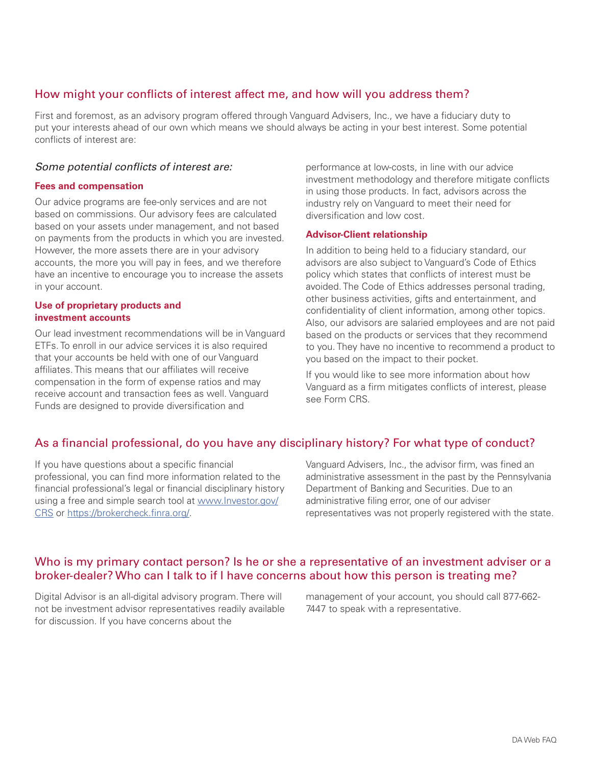## How might your conflicts of interest affect me, and how will you address them?

First and foremost, as an advisory program offered through Vanguard Advisers, Inc., we have a fiduciary duty to put your interests ahead of our own which means we should always be acting in your best interest. Some potential conflicts of interest are:

*Some potential conflicts of interest are:*

**Fees and compensation**

Our advice programs are fee-only services and are not based on commissions. Our advisory fees are calculated based on your assets under management, and not based on payments from the products in which you are invested. However, the more assets there are in your advisory accounts, the more you will pay in fees, and we therefore have an incentive to encourage you to increase the assets in your account.

**Use of proprietary products and investment accounts**

Our lead investment recommendations will be in Vanguard ETFs. To enroll in our advice services it is also required that your accounts be held with one of our Vanguard affiliates. This means that our affiliates will receive compensation in the form of expense ratios and may receive account and transaction fees as well. Vanguard Funds are designed to provide diversification and performance at low-costs, in line with our advice investment methodology and therefore mitigate conflicts in using those products. In fact, advisors across the industry rely on Vanguard to meet their need for diversification and low cost.

**Advisor-Client relationship**

In addition to being held to a fiduciary standard, our advisors are also subject to Vanguard's Code of Ethics policy which states that conflicts of interest must be avoided. The Code of Ethics addresses personal trading, other business activities, gifts and entertainment, and confidentiality of client information, among other topics. Also, our advisors are salaried employees and are not paid based on the products or services that they recommend to you. They have no incentive to recommend a product to you based on the impact to their pocket.

If you would like to see more information about how Vanguard as a firm mitigates conflicts of interest, please see Form CRS.

## As a financial professional, do you have any disciplinary history? For what type of conduct?

If you have questions about a specific financial professional, you can find more information related to the financial professional's legal or financial disciplinary history using a free and simple search tool at www.Investor.gov/CRS or https://brokercheck.finra.org/.

Vanguard Advisers, Inc., the advisor firm, was fined an administrative assessment in the past by the Pennsylvania Department of Banking and Securities. Due to an administrative filing error, one of our adviser representatives was not properly registered with the state.

## Who is my primary contact person? Is he or she a representative of an investment adviser or a broker-dealer? Who can I talk to if I have concerns about how this person is treating me?

Digital Advisor is an all-digital advisory program. There will not be investment advisor representatives readily available for discussion. If you have concerns about the management of your account, you should call 877-662-7447 to speak with a representative.